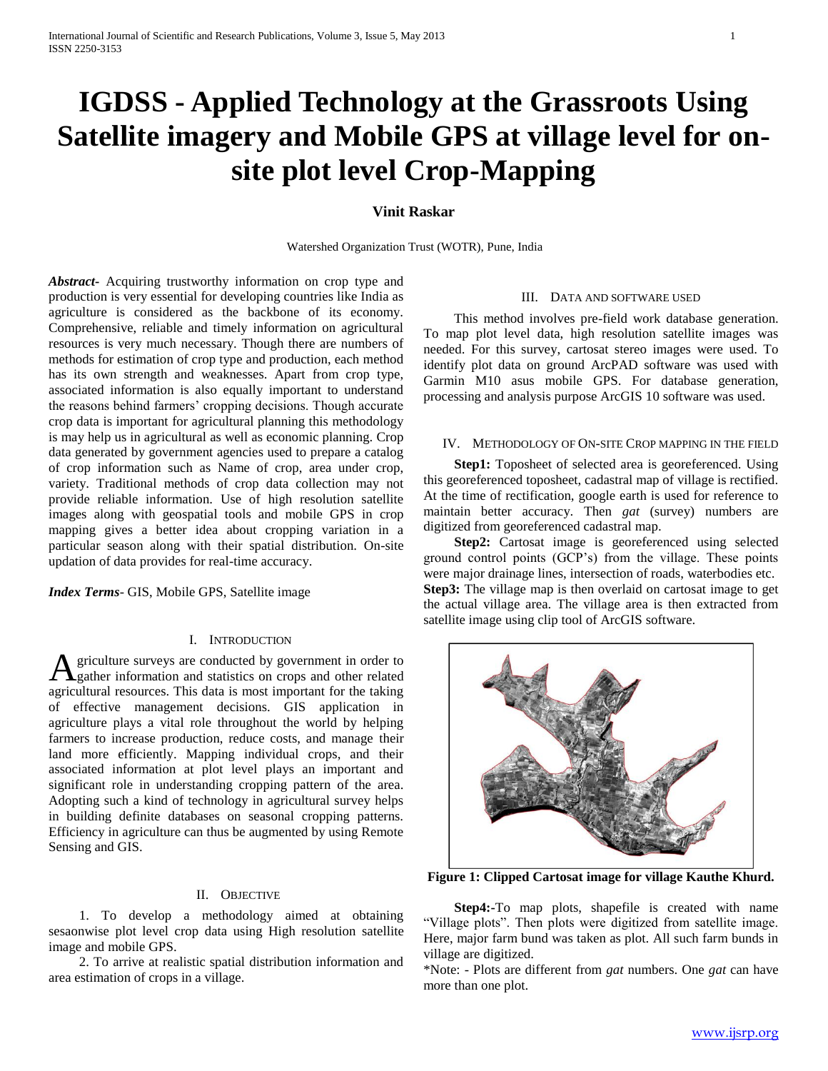# IGDSS - Applied Technology at the Grassroots Using Satellite imagery and Mobile GPS at village level for on-site plot level Crop-Mapping

**Vinit Raskar**

Watershed Organization Trust (WOTR), Pune, India

***Abstract***- Acquiring trustworthy information on crop type and production is very essential for developing countries like India as agriculture is considered as the backbone of its economy. Comprehensive, reliable and timely information on agricultural resources is very much necessary. Though there are numbers of methods for estimation of crop type and production, each method has its own strength and weaknesses. Apart from crop type, associated information is also equally important to understand the reasons behind farmers' cropping decisions. Though accurate crop data is important for agricultural planning this methodology is may help us in agricultural as well as economic planning. Crop data generated by government agencies used to prepare a catalog of crop information such as Name of crop, area under crop, variety. Traditional methods of crop data collection may not provide reliable information. Use of high resolution satellite images along with geospatial tools and mobile GPS in crop mapping gives a better idea about cropping variation in a particular season along with their spatial distribution. On-site updation of data provides for real-time accuracy.

***Index Terms***- GIS, Mobile GPS, Satellite image

## I. Introduction

Agriculture surveys are conducted by government in order to gather information and statistics on crops and other related agricultural resources. This data is most important for the taking of effective management decisions. GIS application in agriculture plays a vital role throughout the world by helping farmers to increase production, reduce costs, and manage their land more efficiently. Mapping individual crops, and their associated information at plot level plays an important and significant role in understanding cropping pattern of the area. Adopting such a kind of technology in agricultural survey helps in building definite databases on seasonal cropping patterns. Efficiency in agriculture can thus be augmented by using Remote Sensing and GIS.

## II. Objective

1. To develop a methodology aimed at obtaining sesaonwise plot level crop data using High resolution satellite image and mobile GPS.

2. To arrive at realistic spatial distribution information and area estimation of crops in a village.

## III. Data and Software Used

This method involves pre-field work database generation. To map plot level data, high resolution satellite images was needed. For this survey, cartosat stereo images were used. To identify plot data on ground ArcPAD software was used with Garmin M10 asus mobile GPS. For database generation, processing and analysis purpose ArcGIS 10 software was used.

## IV. Methodology of On-site Crop mapping in the field

**Step1:** Toposheet of selected area is georeferenced. Using this georeferenced toposheet, cadastral map of village is rectified. At the time of rectification, google earth is used for reference to maintain better accuracy. Then *gat* (survey) numbers are digitized from georeferenced cadastral map.

**Step2:** Cartosat image is georeferenced using selected ground control points (GCP's) from the village. These points were major drainage lines, intersection of roads, waterbodies etc.

**Step3:** The village map is then overlaid on cartosat image to get the actual village area. The village area is then extracted from satellite image using clip tool of ArcGIS software.

**Figure 1: Clipped Cartosat image for village Kauthe Khurd.**

**Step4:-**To map plots, shapefile is created with name "Village plots". Then plots were digitized from satellite image. Here, major farm bund was taken as plot. All such farm bunds in village are digitized.

*Note: - Plots are different from *gat* numbers. One *gat* can have more than one plot.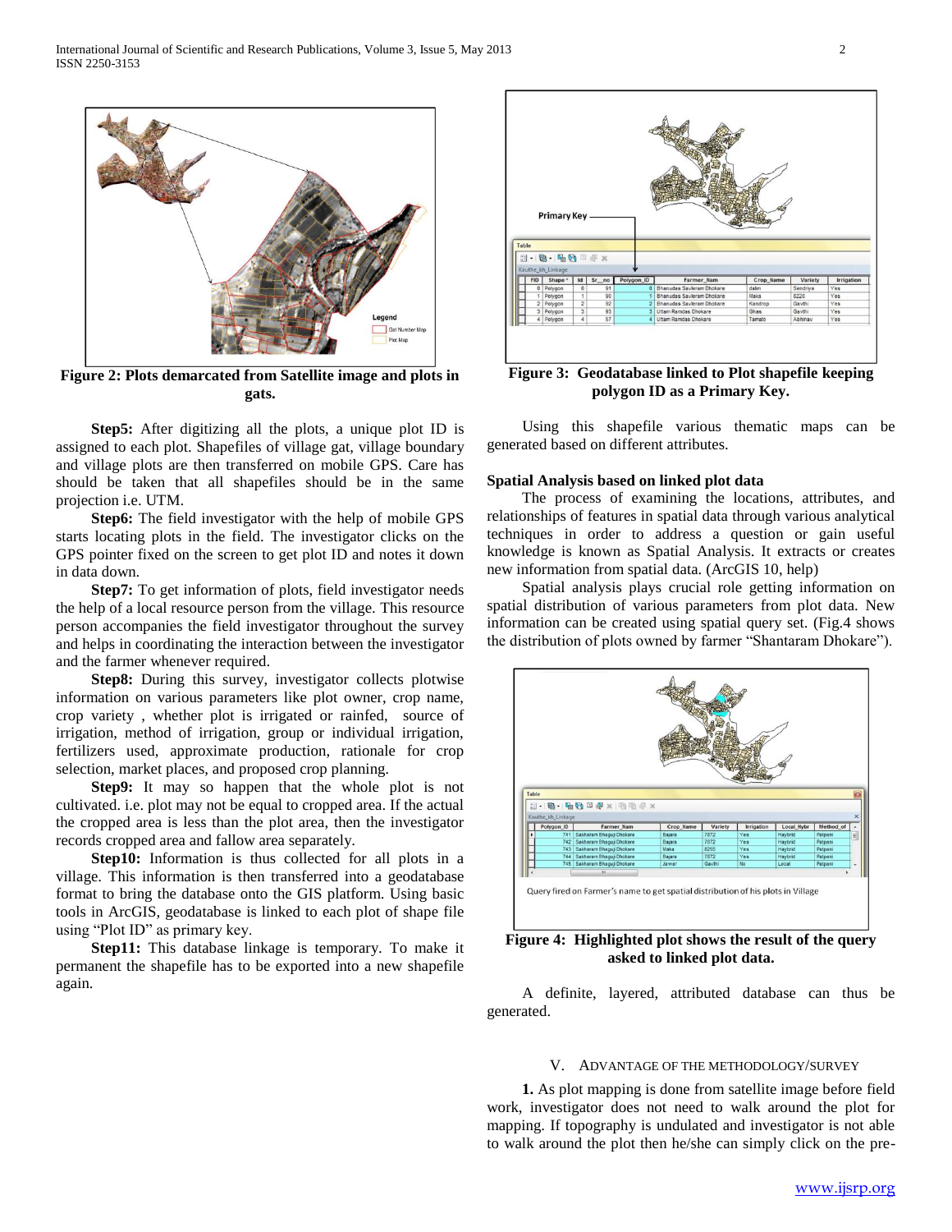Figure 2: Plots demarcated from Satellite image and plots in gats.

**Step5:** After digitizing all the plots, a unique plot ID is assigned to each plot. Shapefiles of village gat, village boundary and village plots are then transferred on mobile GPS. Care has should be taken that all shapefiles should be in the same projection i.e. UTM.

**Step6:** The field investigator with the help of mobile GPS starts locating plots in the field. The investigator clicks on the GPS pointer fixed on the screen to get plot ID and notes it down in data down.

**Step7:** To get information of plots, field investigator needs the help of a local resource person from the village. This resource person accompanies the field investigator throughout the survey and helps in coordinating the interaction between the investigator and the farmer whenever required.

**Step8:** During this survey, investigator collects plotwise information on various parameters like plot owner, crop name, crop variety , whether plot is irrigated or rainfed, source of irrigation, method of irrigation, group or individual irrigation, fertilizers used, approximate production, rationale for crop selection, market places, and proposed crop planning.

**Step9:** It may so happen that the whole plot is not cultivated. i.e. plot may not be equal to cropped area. If the actual the cropped area is less than the plot area, then the investigator records cropped area and fallow area separately.

**Step10:** Information is thus collected for all plots in a village. This information is then transferred into a geodatabase format to bring the database onto the GIS platform. Using basic tools in ArcGIS, geodatabase is linked to each plot of shape file using "Plot ID" as primary key.

**Step11:** This database linkage is temporary. To make it permanent the shapefile has to be exported into a new shapefile again.

Figure 3: Geodatabase linked to Plot shapefile keeping polygon ID as a Primary Key.

Using this shapefile various thematic maps can be generated based on different attributes.

**Spatial Analysis based on linked plot data**

The process of examining the locations, attributes, and relationships of features in spatial data through various analytical techniques in order to address a question or gain useful knowledge is known as Spatial Analysis. It extracts or creates new information from spatial data. (ArcGIS 10, help)

Spatial analysis plays crucial role getting information on spatial distribution of various parameters from plot data. New information can be created using spatial query set. (Fig.4 shows the distribution of plots owned by farmer "Shantaram Dhokare").

Figure 4: Highlighted plot shows the result of the query asked to linked plot data.

A definite, layered, attributed database can thus be generated.

## V. Advantage of the Methodology/Survey

**1.** As plot mapping is done from satellite image before field work, investigator does not need to walk around the plot for mapping. If topography is undulated and investigator is not able to walk around the plot then he/she can simply click on the pre-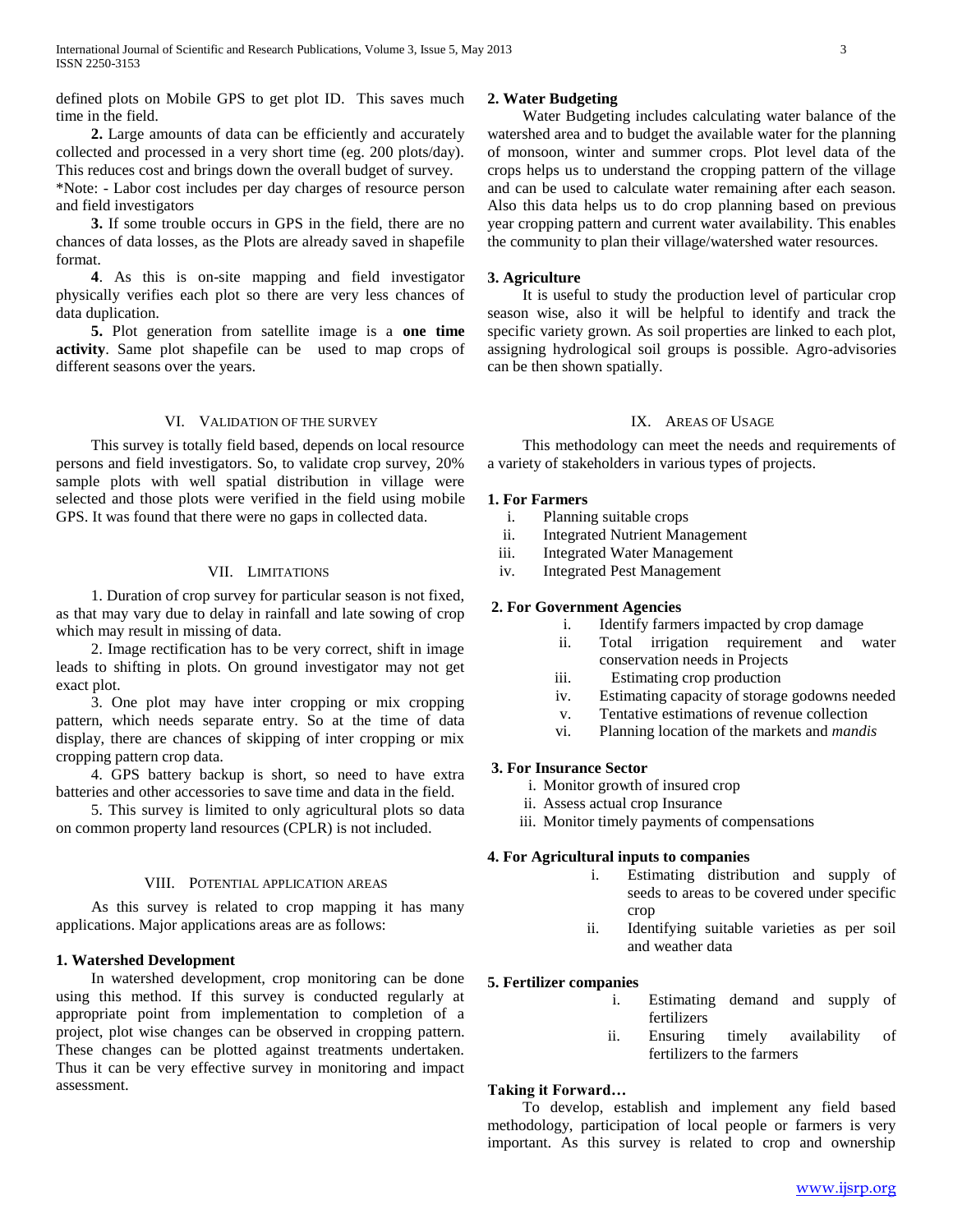defined plots on Mobile GPS to get plot ID. This saves much time in the field.

**2.** Large amounts of data can be efficiently and accurately collected and processed in a very short time (eg. 200 plots/day). This reduces cost and brings down the overall budget of survey.

*Note: - Labor cost includes per day charges of resource person and field investigators

**3.** If some trouble occurs in GPS in the field, there are no chances of data losses, as the Plots are already saved in shapefile format.

**4**. As this is on-site mapping and field investigator physically verifies each plot so there are very less chances of data duplication.

**5.** Plot generation from satellite image is a **one time activity**. Same plot shapefile can be used to map crops of different seasons over the years.

## VI. Validation of the Survey

This survey is totally field based, depends on local resource persons and field investigators. So, to validate crop survey, 20% sample plots with well spatial distribution in village were selected and those plots were verified in the field using mobile GPS. It was found that there were no gaps in collected data.

## VII. Limitations

1. Duration of crop survey for particular season is not fixed, as that may vary due to delay in rainfall and late sowing of crop which may result in missing of data.

2. Image rectification has to be very correct, shift in image leads to shifting in plots. On ground investigator may not get exact plot.

3. One plot may have inter cropping or mix cropping pattern, which needs separate entry. So at the time of data display, there are chances of skipping of inter cropping or mix cropping pattern crop data.

4. GPS battery backup is short, so need to have extra batteries and other accessories to save time and data in the field.

5. This survey is limited to only agricultural plots so data on common property land resources (CPLR) is not included.

## VIII. Potential Application Areas

As this survey is related to crop mapping it has many applications. Major applications areas are as follows:

**1. Watershed Development**

In watershed development, crop monitoring can be done using this method. If this survey is conducted regularly at appropriate point from implementation to completion of a project, plot wise changes can be observed in cropping pattern. These changes can be plotted against treatments undertaken. Thus it can be very effective survey in monitoring and impact assessment.

**2. Water Budgeting**

Water Budgeting includes calculating water balance of the watershed area and to budget the available water for the planning of monsoon, winter and summer crops. Plot level data of the crops helps us to understand the cropping pattern of the village and can be used to calculate water remaining after each season. Also this data helps us to do crop planning based on previous year cropping pattern and current water availability. This enables the community to plan their village/watershed water resources.

**3. Agriculture**

It is useful to study the production level of particular crop season wise, also it will be helpful to identify and track the specific variety grown. As soil properties are linked to each plot, assigning hydrological soil groups is possible. Agro-advisories can be then shown spatially.

## IX. Areas of Usage

This methodology can meet the needs and requirements of a variety of stakeholders in various types of projects.

**1. For Farmers**

i. Planning suitable crops
ii. Integrated Nutrient Management
iii. Integrated Water Management
iv. Integrated Pest Management

**2. For Government Agencies**

i. Identify farmers impacted by crop damage
ii. Total irrigation requirement and water conservation needs in Projects
iii. Estimating crop production
iv. Estimating capacity of storage godowns needed
v. Tentative estimations of revenue collection
vi. Planning location of the markets and *mandis*

**3. For Insurance Sector**

i. Monitor growth of insured crop
ii. Assess actual crop Insurance
iii. Monitor timely payments of compensations

**4. For Agricultural inputs to companies**

i. Estimating distribution and supply of seeds to areas to be covered under specific crop
ii. Identifying suitable varieties as per soil and weather data

**5. Fertilizer companies**

i. Estimating demand and supply of fertilizers
ii. Ensuring timely availability of fertilizers to the farmers

**Taking it Forward…**

To develop, establish and implement any field based methodology, participation of local people or farmers is very important. As this survey is related to crop and ownership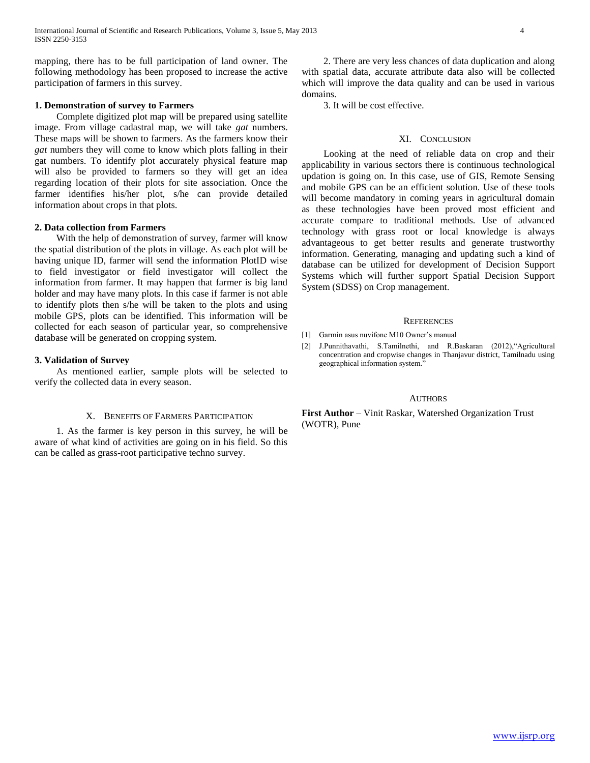mapping, there has to be full participation of land owner. The following methodology has been proposed to increase the active participation of farmers in this survey.

**1. Demonstration of survey to Farmers**

Complete digitized plot map will be prepared using satellite image. From village cadastral map, we will take *gat* numbers. These maps will be shown to farmers. As the farmers know their *gat* numbers they will come to know which plots falling in their gat numbers. To identify plot accurately physical feature map will also be provided to farmers so they will get an idea regarding location of their plots for site association. Once the farmer identifies his/her plot, s/he can provide detailed information about crops in that plots.

**2. Data collection from Farmers**

With the help of demonstration of survey, farmer will know the spatial distribution of the plots in village. As each plot will be having unique ID, farmer will send the information PlotID wise to field investigator or field investigator will collect the information from farmer. It may happen that farmer is big land holder and may have many plots. In this case if farmer is not able to identify plots then s/he will be taken to the plots and using mobile GPS, plots can be identified. This information will be collected for each season of particular year, so comprehensive database will be generated on cropping system.

**3. Validation of Survey**

As mentioned earlier, sample plots will be selected to verify the collected data in every season.

## X. Benefits of Farmers Participation

1. As the farmer is key person in this survey, he will be aware of what kind of activities are going on in his field. So this can be called as grass-root participative techno survey.

2. There are very less chances of data duplication and along with spatial data, accurate attribute data also will be collected which will improve the data quality and can be used in various domains.

3. It will be cost effective.

## XI. Conclusion

Looking at the need of reliable data on crop and their applicability in various sectors there is continuous technological updation is going on. In this case, use of GIS, Remote Sensing and mobile GPS can be an efficient solution. Use of these tools will become mandatory in coming years in agricultural domain as these technologies have been proved most efficient and accurate compare to traditional methods. Use of advanced technology with grass root or local knowledge is always advantageous to get better results and generate trustworthy information. Generating, managing and updating such a kind of database can be utilized for development of Decision Support Systems which will further support Spatial Decision Support System (SDSS) on Crop management.

## References

[1] Garmin asus nuvifone M10 Owner's manual

[2] J.Punnithavathi, S.Tamilnethi, and R.Baskaran (2012),"Agricultural concentration and cropwise changes in Thanjavur district, Tamilnadu using geographical information system."

## Authors

**First Author** – Vinit Raskar, Watershed Organization Trust (WOTR), Pune